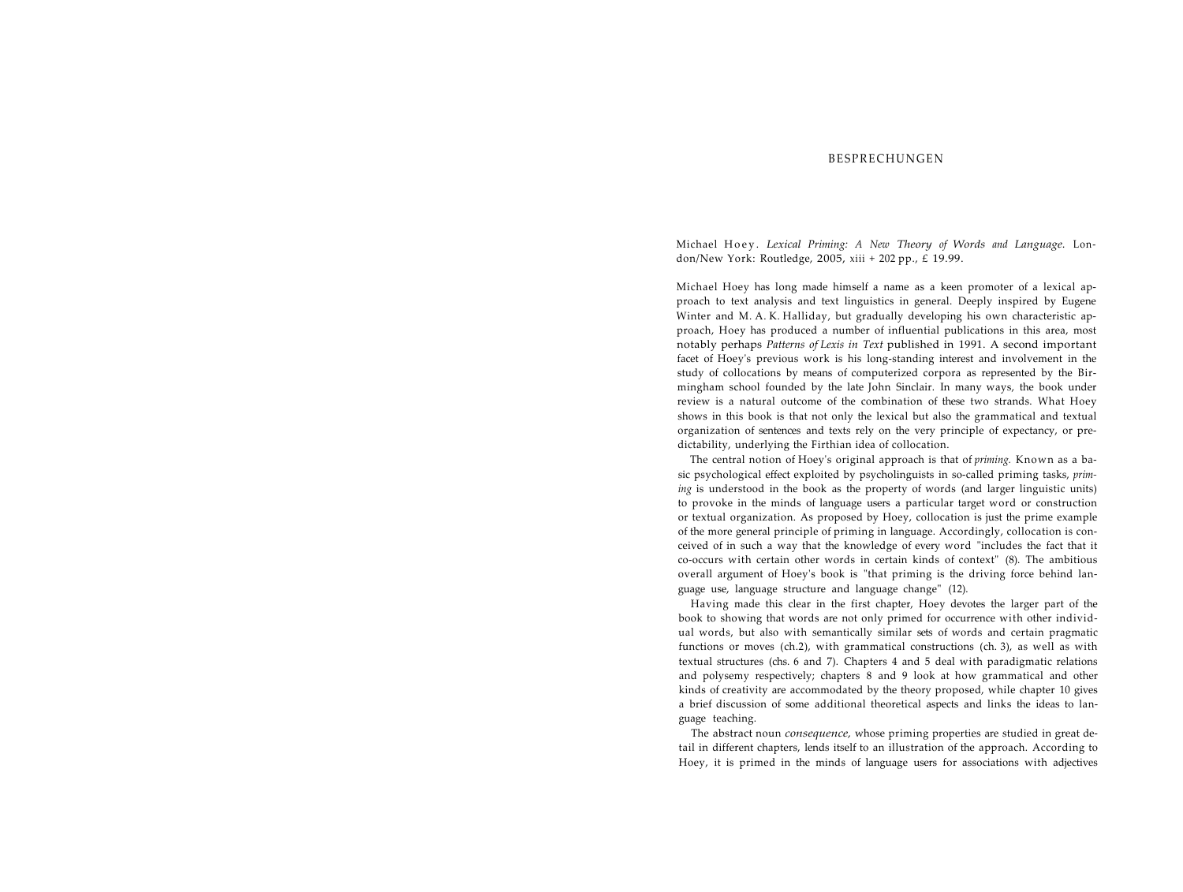# BESPRECHUNGEN

Michael Hoey. *Lexical Priming: A New Theory of Words and Language*. London/New York: Routledge, 2005, xiii + 202 pp., £ 19.99.

Michael Hoey has long made himself a name as a keen promoter of a lexical approach to text analysis and text linguistics in general. Deeply inspired by Eugene Winter and M. A. K. Halliday, but gradually developing his own characteristic approach, Hoey has produced a number of influential publications in this area, most notably perhaps *Patterns of Lexis in Text* published in 1991. A second important facet of Hoey's previous work is his long-standing interest and involvement in the study of collocations by means of computerized corpora as represented by the Birmingham school founded by the late John Sinclair. In many ways, the book under review is a natural outcome of the combination of these two strands. What Hoey shows in this book is that not only the lexical but also the grammatical and textual organization of sentences and texts rely on the very principle of expectancy, or predictability, underlying the Firthian idea of collocation.

The central notion of Hoey's original approach is that of *priming*. Known as a basic psychological effect exploited by psycholinguists in so-called priming tasks, *priming* is understood in the book as the property of words (and larger linguistic units) to provoke in the minds of language users a particular target word or construction or textual organization. As proposed by Hoey, collocation is just the prime example of the more general principle of priming in language. Accordingly, collocation is conceived of in such a way that the knowledge of every word "includes the fact that it co-occurs with certain other words in certain kinds of context" (8). The ambitious overall argument of Hoey's book is "that priming is the driving force behind language use, language structure and language change" (12).

Having made this clear in the first chapter, Hoey devotes the larger part of the book to showing that words are not only primed for occurrence with other individual words, but also with semantically similar sets of words and certain pragmatic functions or moves (ch.2), with grammatical constructions (ch. 3), as well as with textual structures (chs. 6 and 7). Chapters 4 and 5 deal with paradigmatic relations and polysemy respectively; chapters 8 and 9 look at how grammatical and other kinds of creativity are accommodated by the theory proposed, while chapter 10 gives a brief discussion of some additional theoretical aspects and links the ideas to language teaching.

The abstract noun *consequence*, whose priming properties are studied in great detail in different chapters, lends itself to an illustration of the approach. According to Hoey, it is primed in the minds of language users for associations with adjectives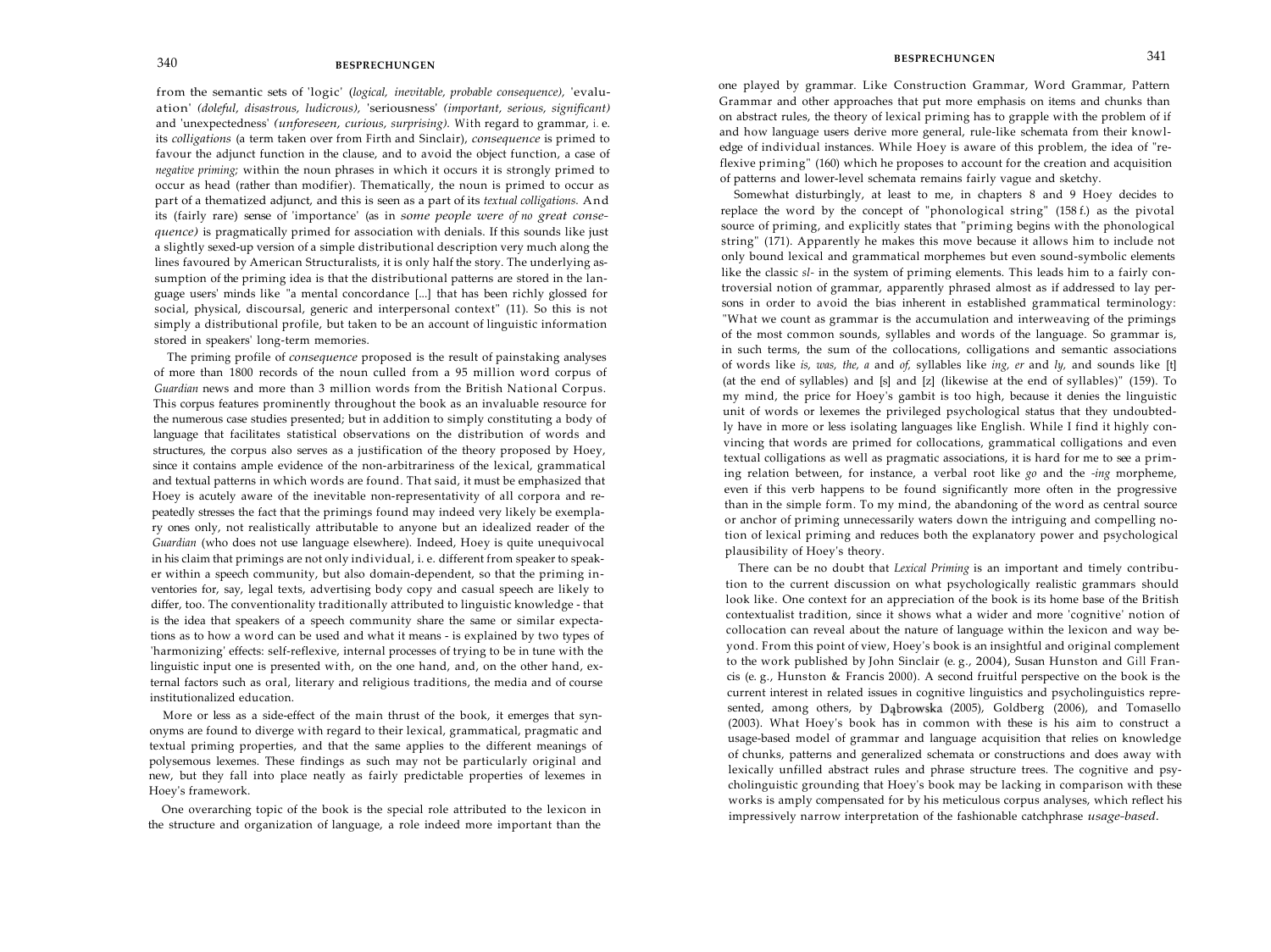from the semantic sets of 'logic' (*logical, inevitable, probable consequence*), 'evaluation' (*doleful, disastrous, ludicrous*), 'seriousness' (*important, serious, significant*) and 'unexpectedness' (*unforeseen, curious, surprising*). With regard to grammar, i. e. its *colligations* (a term taken over from Firth and Sinclair), *consequence* is primed to favour the adjunct function in the clause, and to avoid the object function, a case of *negative priming;* within the noun phrases in which it occurs it is strongly primed to occur as head (rather than modifier). Thematically, the noun is primed to occur as part of a thematized adjunct, and this is seen as a part of its *textual colligations.* And its (fairly rare) sense of 'importance' (as in *some people were of no great consequence)* is pragmatically primed for association with denials. If this sounds like just a slightly sexed-up version of a simple distributional description very much along the lines favoured by American Structuralists, it is only half the story. The underlying assumption of the priming idea is that the distributional patterns are stored in the language users' minds like "a mental concordance [...] that has been richly glossed for social, physical, discoursal, generic and interpersonal context" (11). So this is not simply a distributional profile, but taken to be an account of linguistic information stored in speakers' long-term memories.

The priming profile of *consequence* proposed is the result of painstaking analyses of more than 1800 records of the noun culled from a 95 million word corpus of *Guardian* news and more than 3 million words from the British National Corpus. This corpus features prominently throughout the book as an invaluable resource for the numerous case studies presented; but in addition to simply constituting a body of language that facilitates statistical observations on the distribution of words and structures, the corpus also serves as a justification of the theory proposed by Hoey, since it contains ample evidence of the non-arbitrariness of the lexical, grammatical and textual patterns in which words are found. That said, it must be emphasized that Hoey is acutely aware of the inevitable non-representativity of all corpora and repeatedly stresses the fact that the primings found may indeed very likely be exemplary ones only, not realistically attributable to anyone but an idealized reader of the *Guardian* (who does not use language elsewhere). Indeed, Hoey is quite unequivocal in his claim that primings are not only individual, i. e. different from speaker to speaker within a speech community, but also domain-dependent, so that the priming inventories for, say, legal texts, advertising body copy and casual speech are likely to differ, too. The conventionality traditionally attributed to linguistic knowledge - that is the idea that speakers of a speech community share the same or similar expectations as to how a word can be used and what it means - is explained by two types of 'harmonizing' effects: self-reflexive, internal processes of trying to be in tune with the linguistic input one is presented with, on the one hand, and, on the other hand, external factors such as oral, literary and religious traditions, the media and of course institutionalized education.

More or less as a side-effect of the main thrust of the book, it emerges that synonyms are found to diverge with regard to their lexical, grammatical, pragmatic and textual priming properties, and that the same applies to the different meanings of polysemous lexemes. These findings as such may not be particularly original and new, but they fall into place neatly as fairly predictable properties of lexemes in Hoey's framework.

One overarching topic of the book is the special role attributed to the lexicon in the structure and organization of language, a role indeed more important than the one played by grammar. Like Construction Grammar, Word Grammar, Pattern Grammar and other approaches that put more emphasis on items and chunks than on abstract rules, the theory of lexical priming has to grapple with the problem of if and how language users derive more general, rule-like schemata from their knowledge of individual instances. While Hoey is aware of this problem, the idea of "reflexive priming" (160) which he proposes to account for the creation and acquisition of patterns and lower-level schemata remains fairly vague and sketchy.

Somewhat disturbingly, at least to me, in chapters 8 and 9 Hoey decides to replace the word by the concept of "phonological string" (158 f.) as the pivotal source of priming, and explicitly states that "priming begins with the phonological string" (171). Apparently he makes this move because it allows him to include not only bound lexical and grammatical morphemes but even sound-symbolic elements like the classic *sl-* in the system of priming elements. This leads him to a fairly controversial notion of grammar, apparently phrased almost as if addressed to lay persons in order to avoid the bias inherent in established grammatical terminology: "What we count as grammar is the accumulation and interweaving of the primings of the most common sounds, syllables and words of the language. So grammar is, in such terms, the sum of the collocations, colligations and semantic associations of words like *is, was, the, a* and *of,* syllables like *ing, er* and *ly,* and sounds like [t] (at the end of syllables) and [s] and [z] (likewise at the end of syllables)" (159). To my mind, the price for Hoey's gambit is too high, because it denies the linguistic unit of words or lexemes the privileged psychological status that they undoubtedly have in more or less isolating languages like English. While I find it highly convincing that words are primed for collocations, grammatical colligations and even textual colligations as well as pragmatic associations, it is hard for me to see a priming relation between, for instance, a verbal root like *go* and the *-ing* morpheme, even if this verb happens to be found significantly more often in the progressive than in the simple form. To my mind, the abandoning of the word as central source or anchor of priming unnecessarily waters down the intriguing and compelling notion of lexical priming and reduces both the explanatory power and psychological plausibility of Hoey's theory.

There can be no doubt that *Lexical Priming* is an important and timely contribution to the current discussion on what psychologically realistic grammars should look like. One context for an appreciation of the book is its home base of the British contextualist tradition, since it shows what a wider and more 'cognitive' notion of collocation can reveal about the nature of language within the lexicon and way beyond. From this point of view, Hoey's book is an insightful and original complement to the work published by John Sinclair (e. g., 2004), Susan Hunston and Gill Francis (e. g., Hunston & Francis 2000). A second fruitful perspective on the book is the current interest in related issues in cognitive linguistics and psycholinguistics represented, among others, by Dąbrowska (2005), Goldberg (2006), and Tomasello (2003). What Hoey's book has in common with these is his aim to construct a usage-based model of grammar and language acquisition that relies on knowledge of chunks, patterns and generalized schemata or constructions and does away with lexically unfilled abstract rules and phrase structure trees. The cognitive and psycholinguistic grounding that Hoey's book may be lacking in comparison with these works is amply compensated for by his meticulous corpus analyses, which reflect his impressively narrow interpretation of the fashionable catchphrase *usage-based*.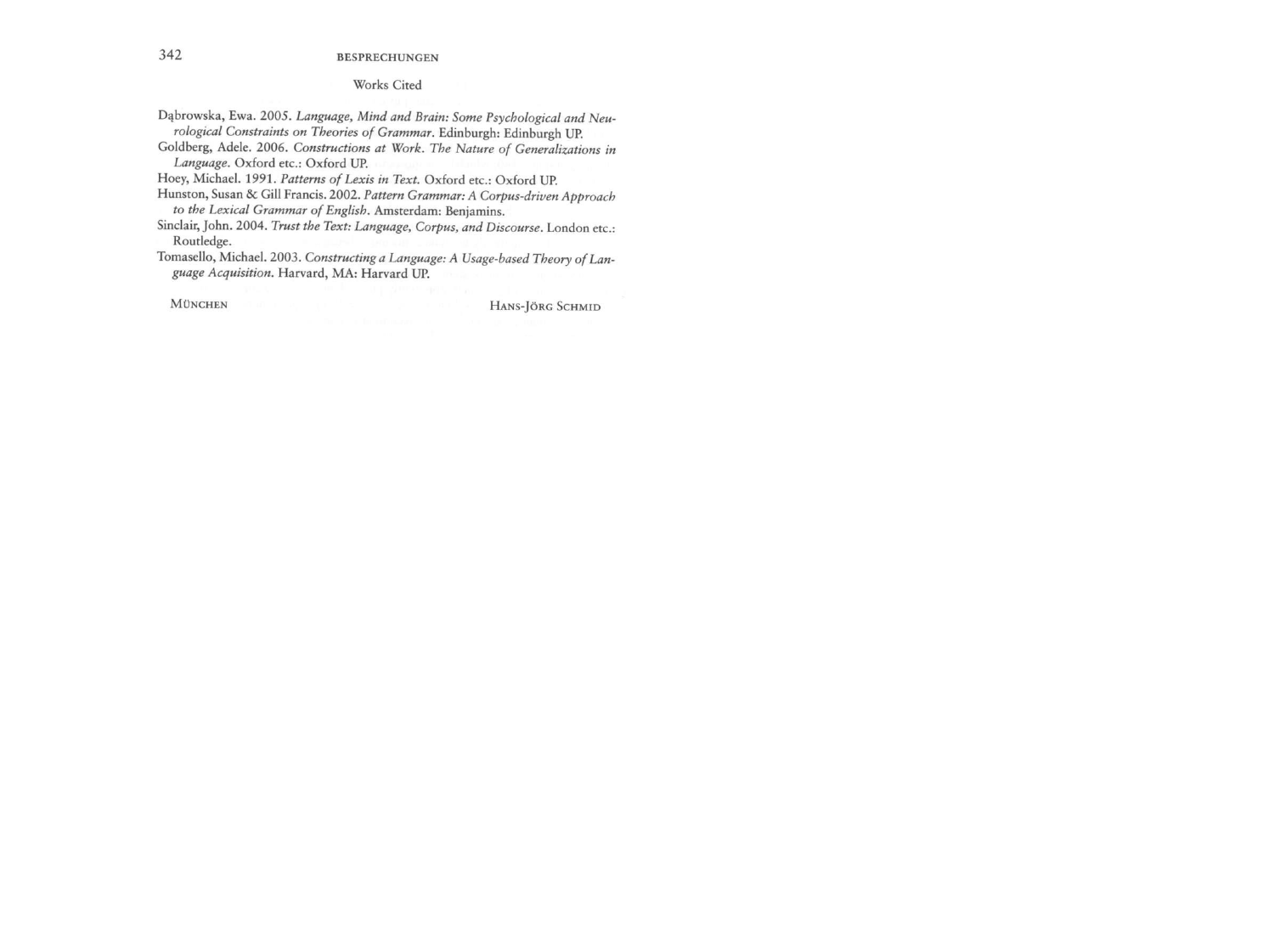## Works Cited

Dąbrowska, Ewa. 2005. *Language, Mind and Brain: Some Psychological and Neurological Constraints on Theories of Grammar*. Edinburgh: Edinburgh UP.

Goldberg, Adele. 2006. *Constructions at Work. The Nature of Generalizations in Language*. Oxford etc.: Oxford UP.

Hoey, Michael. 1991. *Patterns of Lexis in Text*. Oxford etc.: Oxford UP.

Hunston, Susan & Gill Francis. 2002. *Pattern Grammar: A Corpus-driven Approach to the Lexical Grammar of English*. Amsterdam: Benjamins.

Sinclair, John. 2004. *Trust the Text: Language, Corpus, and Discourse*. London etc.: Routledge.

Tomasello, Michael. 2003. *Constructing a Language: A Usage-based Theory of Language Acquisition*. Harvard, MA: Harvard UP.

MÜNCHEN — HANS-JÖRG SCHMID